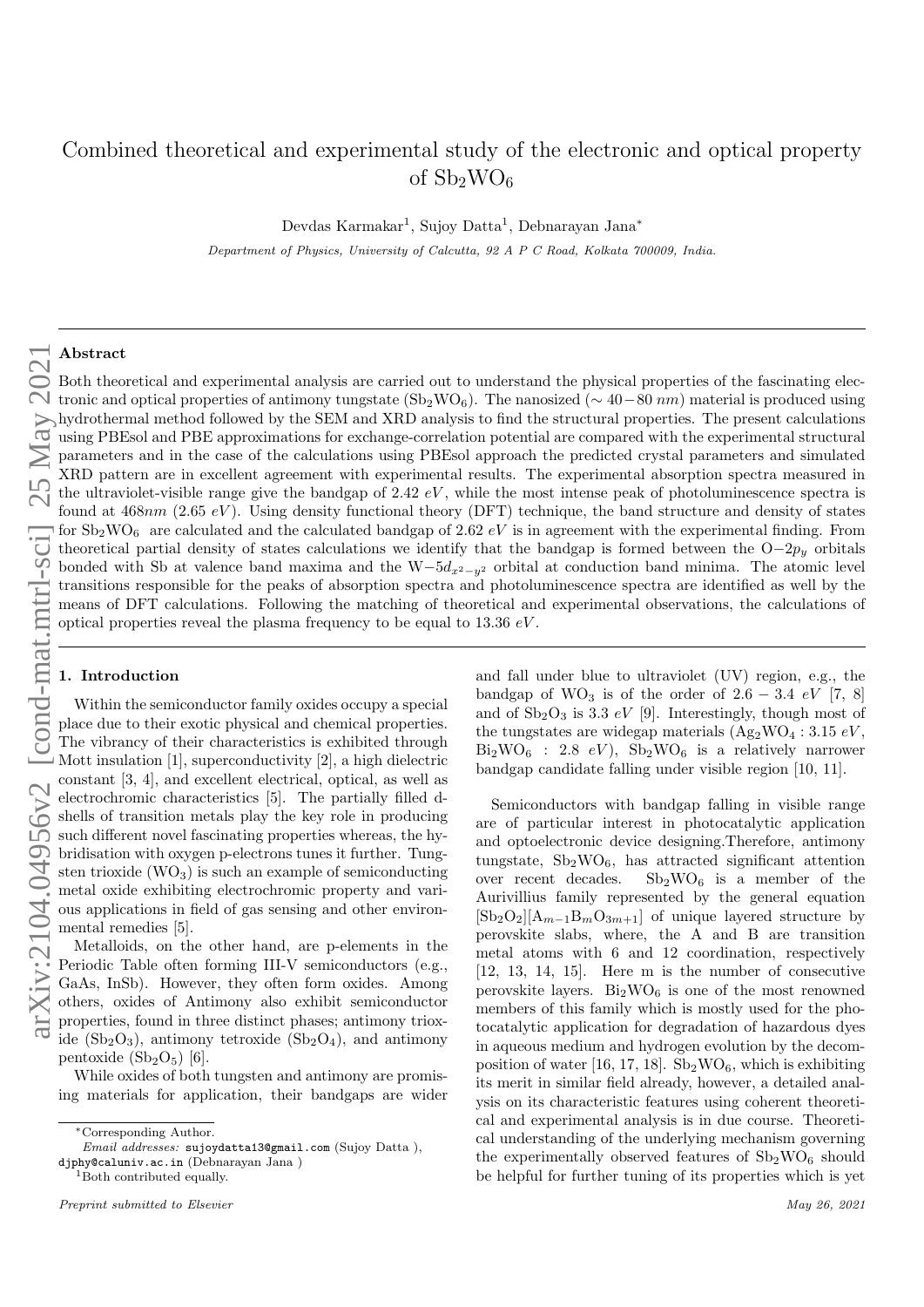# Combined theoretical and experimental study of the electronic and optical property of $Sb_2WO_6$

Devdas Karmakar[1], Sujoy Datta[1], Debnarayan Jana*

*Department of Physics, University of Calcutta, 92 A P C Road, Kolkata 700009, India.*

## Abstract

Both theoretical and experimental analysis are carried out to understand the physical properties of the fascinating electronic and optical properties of antimony tungstate ($Sb_2WO_6$). The nanosized ($\sim 40-80\ nm$) material is produced using hydrothermal method followed by the SEM and XRD analysis to find the structural properties. The present calculations using PBEsol and PBE approximations for exchange-correlation potential are compared with the experimental structural parameters and in the case of the calculations using PBEsol approach the predicted crystal parameters and simulated XRD pattern are in excellent agreement with experimental results. The experimental absorption spectra measured in the ultraviolet-visible range give the bandgap of 2.42 $eV$, while the most intense peak of photoluminescence spectra is found at 468$nm$ (2.65 $eV$). Using density functional theory (DFT) technique, the band structure and density of states for $Sb_2WO_6$ are calculated and the calculated bandgap of 2.62 $eV$ is in agreement with the experimental finding. From theoretical partial density of states calculations we identify that the bandgap is formed between the $O-2p_y$ orbitals bonded with Sb at valence band maxima and the $W-5d_{x^2-y^2}$ orbital at conduction band minima. The atomic level transitions responsible for the peaks of absorption spectra and photoluminescence spectra are identified as well by the means of DFT calculations. Following the matching of theoretical and experimental observations, the calculations of optical properties reveal the plasma frequency to be equal to 13.36 $eV$.

## 1. Introduction

Within the semiconductor family oxides occupy a special place due to their exotic physical and chemical properties. The vibrancy of their characteristics is exhibited through Mott insulation [1], superconductivity [2], a high dielectric constant [3, 4], and excellent electrical, optical, as well as electrochromic characteristics [5]. The partially filled d-shells of transition metals play the key role in producing such different novel fascinating properties whereas, the hybridisation with oxygen p-electrons tunes it further. Tungsten trioxide ($WO_3$) is such an example of semiconducting metal oxide exhibiting electrochromic property and various applications in field of gas sensing and other environmental remedies [5].

Metalloids, on the other hand, are p-elements in the Periodic Table often forming III-V semiconductors (e.g., GaAs, InSb). However, they often form oxides. Among others, oxides of Antimony also exhibit semiconductor properties, found in three distinct phases; antimony trioxide ($Sb_2O_3$), antimony tetroxide ($Sb_2O_4$), and antimony pentoxide ($Sb_2O_5$) [6].

While oxides of both tungsten and antimony are promising materials for application, their bandgaps are wider and fall under blue to ultraviolet (UV) region, e.g., the bandgap of $WO_3$ is of the order of $2.6-3.4\ eV$ [7, 8] and of $Sb_2O_3$ is 3.3 $eV$ [9]. Interestingly, though most of the tungstates are widegap materials ($Ag_2WO_4$ : 3.15 $eV$, $Bi_2WO_6$ : 2.8 $eV$), $Sb_2WO_6$ is a relatively narrower bandgap candidate falling under visible region [10, 11].

Semiconductors with bandgap falling in visible range are of particular interest in photocatalytic application and optoelectronic device designing.Therefore, antimony tungstate, $Sb_2WO_6$, has attracted significant attention over recent decades. $Sb_2WO_6$ is a member of the Aurivillius family represented by the general equation $[Sb_2O_2][A_{m-1}B_mO_{3m+1}]$ of unique layered structure by perovskite slabs, where, the A and B are transition metal atoms with 6 and 12 coordination, respectively [12, 13, 14, 15]. Here m is the number of consecutive perovskite layers. $Bi_2WO_6$ is one of the most renowned members of this family which is mostly used for the photocatalytic application for degradation of hazardous dyes in aqueous medium and hydrogen evolution by the decomposition of water [16, 17, 18]. $Sb_2WO_6$, which is exhibiting its merit in similar field already, however, a detailed analysis on its characteristic features using coherent theoretical and experimental analysis is in due course. Theoretical understanding of the underlying mechanism governing the experimentally observed features of $Sb_2WO_6$ should be helpful for further tuning of its properties which is yet

*Corresponding Author.
*Email addresses:* sujoydatta13@gmail.com (Sujoy Datta ), djphy@caluniv.ac.in (Debnarayan Jana )
[1]Both contributed equally.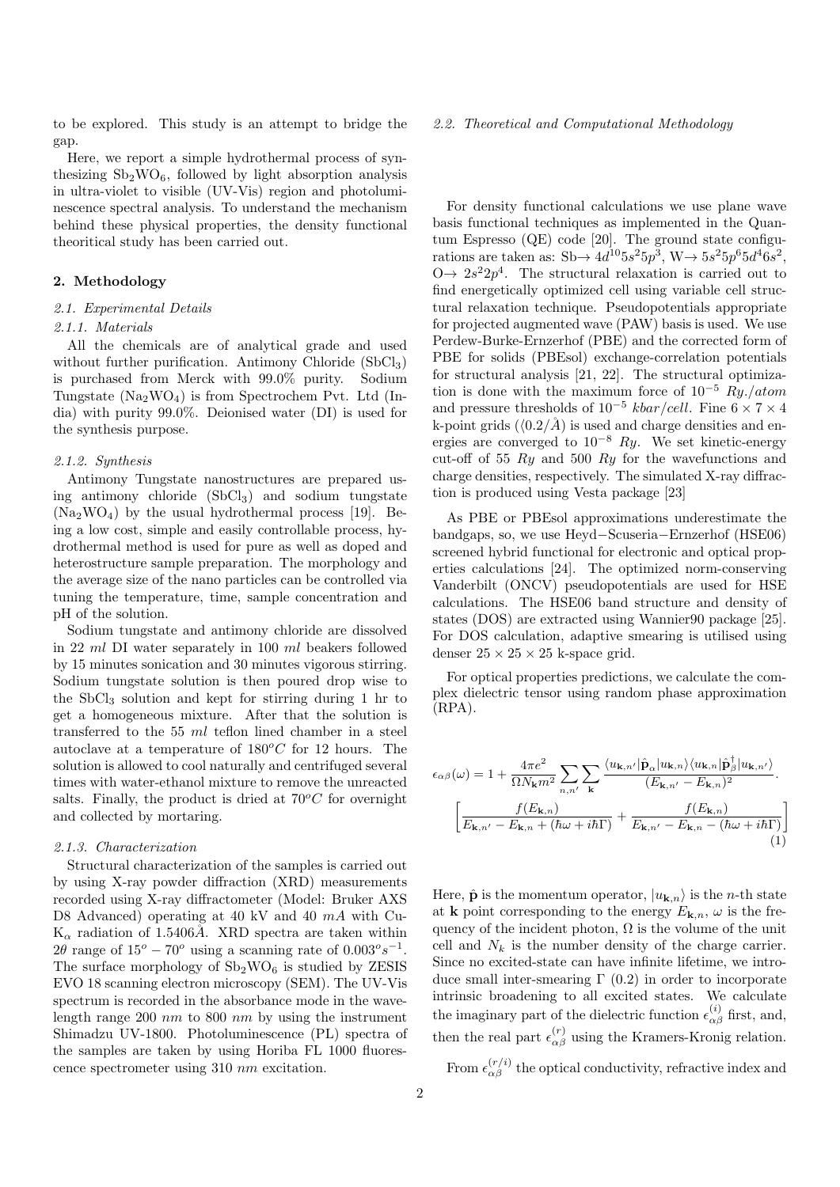to be explored. This study is an attempt to bridge the gap.

Here, we report a simple hydrothermal process of synthesizing $Sb_2WO_6$, followed by light absorption analysis in ultra-violet to visible (UV-Vis) region and photoluminescence spectral analysis. To understand the mechanism behind these physical properties, the density functional theoritical study has been carried out.

## 2. Methodology

### 2.1. Experimental Details

#### 2.1.1. Materials

All the chemicals are of analytical grade and used without further purification. Antimony Chloride ($SbCl_3$) is purchased from Merck with 99.0% purity. Sodium Tungstate ($Na_2WO_4$) is from Spectrochem Pvt. Ltd (India) with purity 99.0%. Deionised water (DI) is used for the synthesis purpose.

#### 2.1.2. Synthesis

Antimony Tungstate nanostructures are prepared using antimony chloride ($SbCl_3$) and sodium tungstate ($Na_2WO_4$) by the usual hydrothermal process [19]. Being a low cost, simple and easily controllable process, hydrothermal method is used for pure as well as doped and heterostructure sample preparation. The morphology and the average size of the nano particles can be controlled via tuning the temperature, time, sample concentration and pH of the solution.

Sodium tungstate and antimony chloride are dissolved in 22 *ml* DI water separately in 100 *ml* beakers followed by 15 minutes sonication and 30 minutes vigorous stirring. Sodium tungstate solution is then poured drop wise to the $SbCl_3$ solution and kept for stirring during 1 hr to get a homogeneous mixture. After that the solution is transferred to the 55 *ml* teflon lined chamber in a steel autoclave at a temperature of $180^oC$ for 12 hours. The solution is allowed to cool naturally and centrifuged several times with water-ethanol mixture to remove the unreacted salts. Finally, the product is dried at $70^oC$ for overnight and collected by mortaring.

#### 2.1.3. Characterization

Structural characterization of the samples is carried out by using X-ray powder diffraction (XRD) measurements recorded using X-ray diffractometer (Model: Bruker AXS D8 Advanced) operating at 40 kV and 40 *mA* with Cu-$K_\alpha$ radiation of 1.5406$\AA$. XRD spectra are taken within $2\theta$ range of $15^o - 70^o$ using a scanning rate of $0.003^o s^{-1}$. The surface morphology of $Sb_2WO_6$ is studied by ZESIS EVO 18 scanning electron microscopy (SEM). The UV-Vis spectrum is recorded in the absorbance mode in the wavelength range 200 *nm* to 800 *nm* by using the instrument Shimadzu UV-1800. Photoluminescence (PL) spectra of the samples are taken by using Horiba FL 1000 fluorescence spectrometer using 310 *nm* excitation.

### 2.2. Theoretical and Computational Methodology

For density functional calculations we use plane wave basis functional techniques as implemented in the Quantum Espresso (QE) code [20]. The ground state configurations are taken as: Sb→ $4d^{10}5s^25p^3$, W→ $5s^25p^65d^46s^2$, O→ $2s^22p^4$. The structural relaxation is carried out to find energetically optimized cell using variable cell structural relaxation technique. Pseudopotentials appropriate for projected augmented wave (PAW) basis is used. We use Perdew-Burke-Ernzerhof (PBE) and the corrected form of PBE for solids (PBEsol) exchange-correlation potentials for structural analysis [21, 22]. The structural optimization is done with the maximum force of $10^{-5}$ *Ry./atom* and pressure thresholds of $10^{-5}$ *kbar/cell*. Fine $6 \times 7 \times 4$ k-point grids ($\langle 0.2/\AA \rangle$) is used and charge densities and energies are converged to $10^{-8}$ *Ry*. We set kinetic-energy cut-off of 55 *Ry* and 500 *Ry* for the wavefunctions and charge densities, respectively. The simulated X-ray diffraction is produced using Vesta package [23]

As PBE or PBEsol approximations underestimate the bandgaps, so, we use Heyd−Scuseria−Ernzerhof (HSE06) screened hybrid functional for electronic and optical properties calculations [24]. The optimized norm-conserving Vanderbilt (ONCV) pseudopotentials are used for HSE calculations. The HSE06 band structure and density of states (DOS) are extracted using Wannier90 package [25]. For DOS calculation, adaptive smearing is utilised using denser $25 \times 25 \times 25$ k-space grid.

For optical properties predictions, we calculate the complex dielectric tensor using random phase approximation (RPA).

$$\epsilon_{\alpha\beta}(\omega) = 1 + \frac{4\pi e^2}{\Omega N_{\mathbf{k}} m^2} \sum_{n,n'} \sum_{\mathbf{k}} \frac{\langle u_{\mathbf{k},n'}|\hat{\mathbf{p}}_\alpha|u_{\mathbf{k},n}\rangle \langle u_{\mathbf{k},n}|\hat{\mathbf{p}}^\dagger_\beta|u_{\mathbf{k},n'}\rangle}{(E_{\mathbf{k},n'} - E_{\mathbf{k},n})^2} . \left[ \frac{f(E_{\mathbf{k},n})}{E_{\mathbf{k},n'} - E_{\mathbf{k},n} + (\hbar\omega + i\hbar\Gamma)} + \frac{f(E_{\mathbf{k},n})}{E_{\mathbf{k},n'} - E_{\mathbf{k},n} - (\hbar\omega + i\hbar\Gamma)} \right] \quad (1)$$

Here, $\hat{\mathbf{p}}$ is the momentum operator, $|u_{\mathbf{k},n}\rangle$ is the $n$-th state at $\mathbf{k}$ point corresponding to the energy $E_{\mathbf{k},n}$, $\omega$ is the frequency of the incident photon, $\Omega$ is the volume of the unit cell and $N_k$ is the number density of the charge carrier. Since no excited-state can have infinite lifetime, we introduce small inter-smearing $\Gamma$ (0.2) in order to incorporate intrinsic broadening to all excited states. We calculate the imaginary part of the dielectric function $\epsilon^{(i)}_{\alpha\beta}$ first, and, then the real part $\epsilon^{(r)}_{\alpha\beta}$ using the Kramers-Kronig relation.

From $\epsilon^{(r/i)}_{\alpha\beta}$ the optical conductivity, refractive index and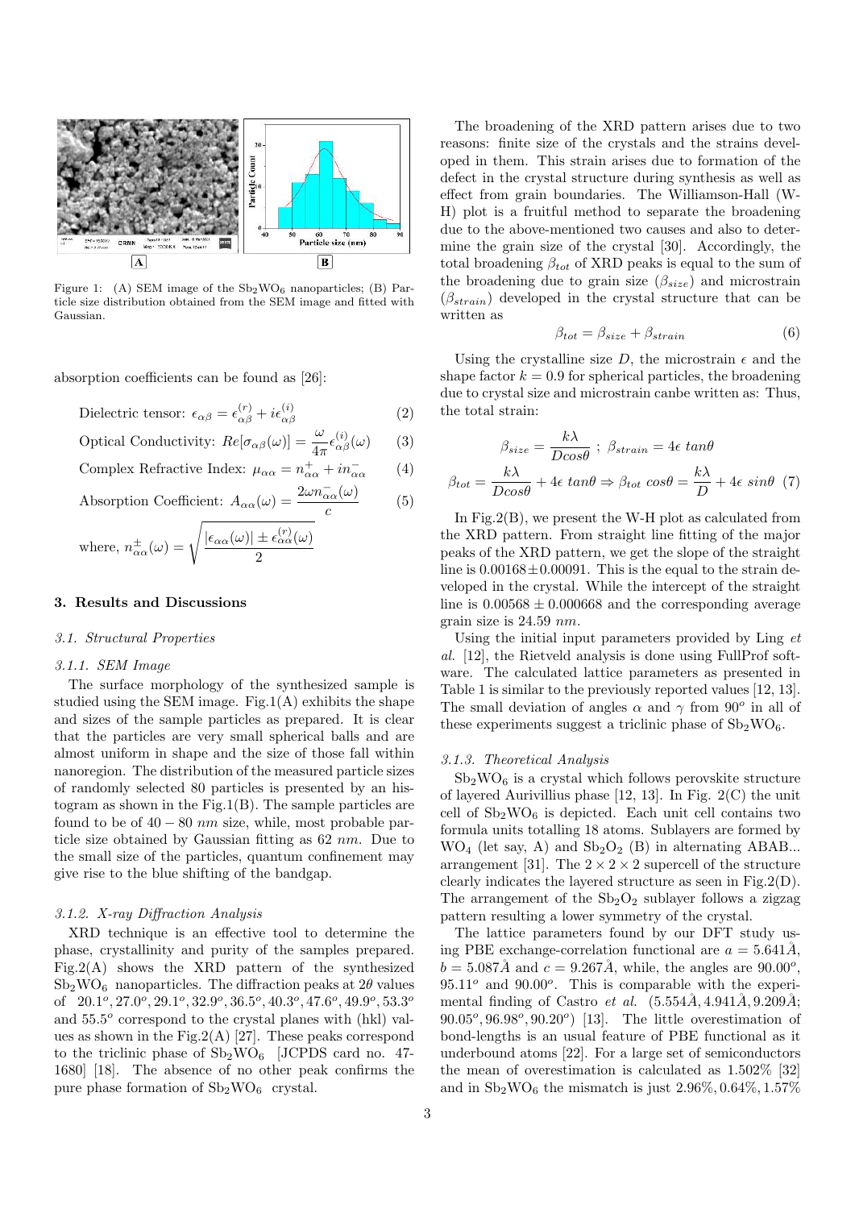Figure 1: (A) SEM image of the $Sb_2WO_6$ nanoparticles; (B) Particle size distribution obtained from the SEM image and fitted with Gaussian.

absorption coefficients can be found as [26]:

$$\text{Dielectric tensor: } \epsilon_{\alpha\beta} = \epsilon^{(r)}_{\alpha\beta} + i\epsilon^{(i)}_{\alpha\beta} \quad (2)$$

$$\text{Optical Conductivity: } Re[\sigma_{\alpha\beta}(\omega)] = \frac{\omega}{4\pi}\epsilon^{(i)}_{\alpha\beta}(\omega) \quad (3)$$

$$\text{Complex Refractive Index: } \mu_{\alpha\alpha} = n^{+}_{\alpha\alpha} + in^{-}_{\alpha\alpha} \quad (4)$$

$$\text{Absorption Coefficient: } A_{\alpha\alpha}(\omega) = \frac{2\omega n^{-}_{\alpha\alpha}(\omega)}{c} \quad (5)$$

$$\text{where, } n^{\pm}_{\alpha\alpha}(\omega) = \sqrt{\frac{|\epsilon_{\alpha\alpha}(\omega)| \pm \epsilon^{(r)}_{\alpha\alpha}(\omega)}{2}}$$

## 3. Results and Discussions

### 3.1. Structural Properties

#### 3.1.1. SEM Image

The surface morphology of the synthesized sample is studied using the SEM image. Fig.1(A) exhibits the shape and sizes of the sample particles as prepared. It is clear that the particles are very small spherical balls and are almost uniform in shape and the size of those fall within nanoregion. The distribution of the measured particle sizes of randomly selected 80 particles is presented by an histogram as shown in the Fig.1(B). The sample particles are found to be of $40-80$ *nm* size, while, most probable particle size obtained by Gaussian fitting as 62 *nm*. Due to the small size of the particles, quantum confinement may give rise to the blue shifting of the bandgap.

#### 3.1.2. X-ray Diffraction Analysis

XRD technique is an effective tool to determine the phase, crystallinity and purity of the samples prepared. Fig.2(A) shows the XRD pattern of the synthesized $Sb_2WO_6$ nanoparticles. The diffraction peaks at $2\theta$ values of $20.1^o, 27.0^o, 29.1^o, 32.9^o, 36.5^o, 40.3^o, 47.6^o, 49.9^o, 53.3^o$ and $55.5^o$ correspond to the crystal planes with (hkl) values as shown in the Fig.2(A) [27]. These peaks correspond to the triclinic phase of $Sb_2WO_6$ [JCPDS card no. 47-1680] [18]. The absence of no other peak confirms the pure phase formation of $Sb_2WO_6$ crystal.

The broadening of the XRD pattern arises due to two reasons: finite size of the crystals and the strains developed in them. This strain arises due to formation of the defect in the crystal structure during synthesis as well as effect from grain boundaries. The Williamson-Hall (W-H) plot is a fruitful method to separate the broadening due to the above-mentioned two causes and also to determine the grain size of the crystal [30]. Accordingly, the total broadening $\beta_{tot}$ of XRD peaks is equal to the sum of the broadening due to grain size ($\beta_{size}$) and microstrain ($\beta_{strain}$) developed in the crystal structure that can be written as

$$\beta_{tot} = \beta_{size} + \beta_{strain} \quad (6)$$

Using the crystalline size $D$, the microstrain $\epsilon$ and the shape factor $k = 0.9$ for spherical particles, the broadening due to crystal size and microstrain canbe written as: Thus, the total strain:

$$\beta_{size} = \frac{k\lambda}{D cos\theta} \; ; \; \beta_{strain} = 4\epsilon \; tan\theta$$

$$\beta_{tot} = \frac{k\lambda}{D cos\theta} + 4\epsilon \; tan\theta \Rightarrow \beta_{tot} \; cos\theta = \frac{k\lambda}{D} + 4\epsilon \; sin\theta \quad (7)$$

In Fig.2(B), we present the W-H plot as calculated from the XRD pattern. From straight line fitting of the major peaks of the XRD pattern, we get the slope of the straight line is $0.00168 \pm 0.00091$. This is the equal to the strain developed in the crystal. While the intercept of the straight line is $0.00568 \pm 0.000668$ and the corresponding average grain size is 24.59 *nm*.

Using the initial input parameters provided by Ling *et al.* [12], the Rietveld analysis is done using FullProf software. The calculated lattice parameters as presented in Table 1 is similar to the previously reported values [12, 13]. The small deviation of angles $\alpha$ and $\gamma$ from $90^o$ in all of these experiments suggest a triclinic phase of $Sb_2WO_6$.

#### 3.1.3. Theoretical Analysis

$Sb_2WO_6$ is a crystal which follows perovskite structure of layered Aurivillius phase [12, 13]. In Fig. 2(C) the unit cell of $Sb_2WO_6$ is depicted. Each unit cell contains two formula units totalling 18 atoms. Sublayers are formed by $WO_4$ (let say, A) and $Sb_2O_2$ (B) in alternating ABAB... arrangement [31]. The $2 \times 2 \times 2$ supercell of the structure clearly indicates the layered structure as seen in Fig.2(D). The arrangement of the $Sb_2O_2$ sublayer follows a zigzag pattern resulting a lower symmetry of the crystal.

The lattice parameters found by our DFT study using PBE exchange-correlation functional are $a = 5.641Å$, $b = 5.087Å$ and $c = 9.267Å$, while, the angles are $90.00^o$, $95.11^o$ and $90.00^o$. This is comparable with the experimental finding of Castro *et al.* ($5.554Å, 4.941Å, 9.209Å$; $90.05^o, 96.98^o, 90.20^o$) [13]. The little overestimation of bond-lengths is an usual feature of PBE functional as it underbound atoms [22]. For a large set of semiconductors the mean of overestimation is calculated as 1.502% [32] and in $Sb_2WO_6$ the mismatch is just 2.96%, 0.64%, 1.57%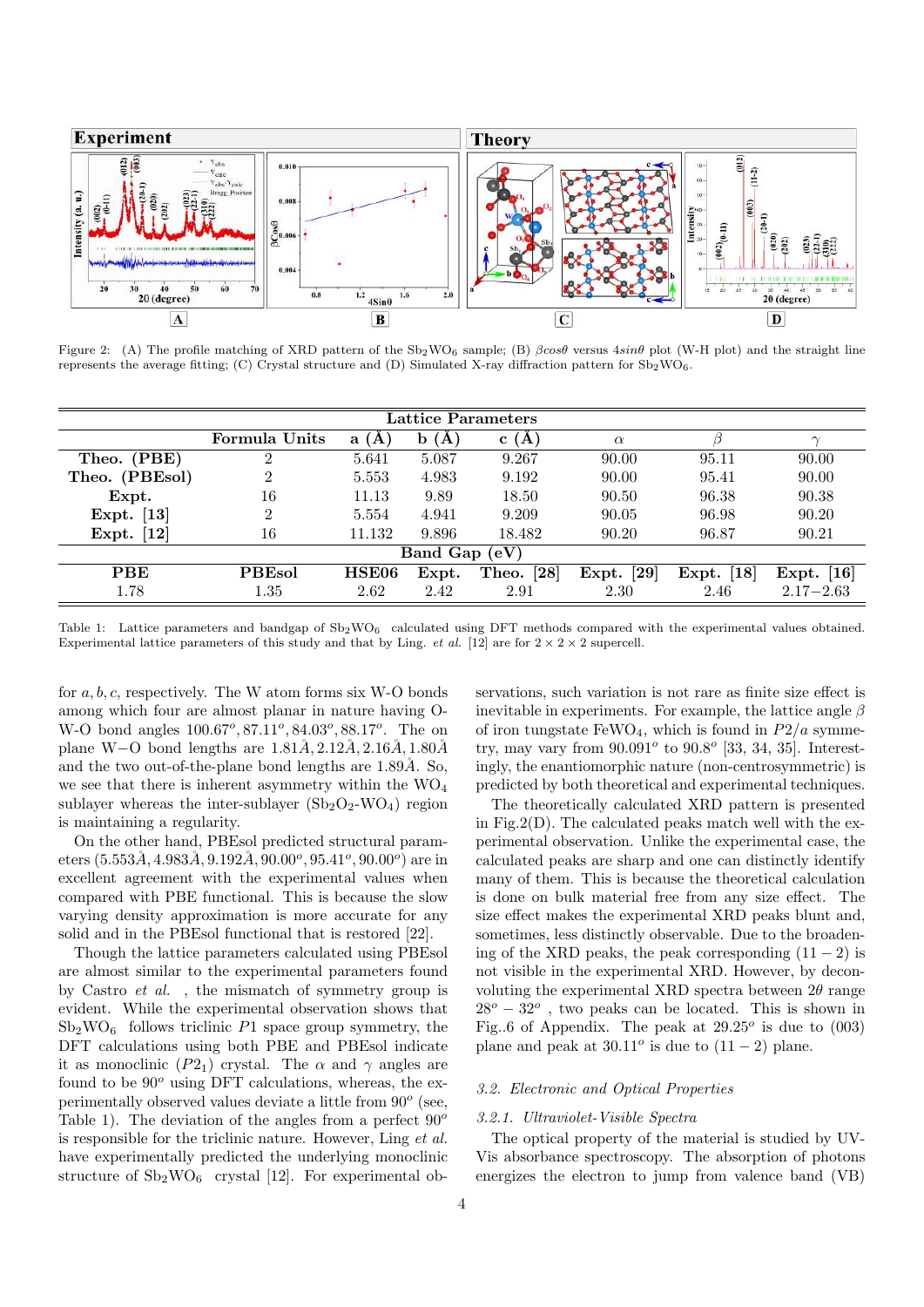Figure 2: (A) The profile matching of XRD pattern of the $Sb_2WO_6$ sample; (B) $\beta cos\theta$ versus $4sin\theta$ plot (W-H plot) and the straight line represents the average fitting; (C) Crystal structure and (D) Simulated X-ray diffraction pattern for $Sb_2WO_6$.

| Lattice Parameters | | | | | | | |
|---|---|---|---|---|---|---|---|
| | **Formula Units** | **a (Å)** | **b (Å)** | **c (Å)** | $\alpha$ | $\beta$ | $\gamma$ |
| **Theo. (PBE)** | 2 | 5.641 | 5.087 | 9.267 | 90.00 | 95.11 | 90.00 |
| **Theo. (PBEsol)** | 2 | 5.553 | 4.983 | 9.192 | 90.00 | 95.41 | 90.00 |
| **Expt.** | 16 | 11.13 | 9.89 | 18.50 | 90.50 | 96.38 | 90.38 |
| **Expt. [13]** | 2 | 5.554 | 4.941 | 9.209 | 90.05 | 96.98 | 90.20 |
| **Expt. [12]** | 16 | 11.132 | 9.896 | 18.482 | 90.20 | 96.87 | 90.21 |
| **Band Gap (eV)** | | | | | | | |
| **PBE** | **PBEsol** | **HSE06** | **Expt.** | **Theo. [28]** | **Expt. [29]** | **Expt. [18]** | **Expt. [16]** |
| 1.78 | 1.35 | 2.62 | 2.42 | 2.91 | 2.30 | 2.46 | 2.17−2.63 |

Table 1: Lattice parameters and bandgap of $Sb_2WO_6$ calculated using DFT methods compared with the experimental values obtained. Experimental lattice parameters of this study and that by Ling. *et al.* [12] are for $2 \times 2 \times 2$ supercell.

for $a, b, c$, respectively. The W atom forms six W-O bonds among which four are almost planar in nature having O-W-O bond angles $100.67^o, 87.11^o, 84.03^o, 88.17^o$. The on plane W−O bond lengths are $1.81Å, 2.12Å, 2.16Å, 1.80Å$ and the two out-of-the-plane bond lengths are $1.89Å$. So, we see that there is inherent asymmetry within the $WO_4$ sublayer whereas the inter-sublayer ($Sb_2O_2$-$WO_4$) region is maintaining a regularity.

On the other hand, PBEsol predicted structural parameters ($5.553Å, 4.983Å, 9.192Å, 90.00^o, 95.41^o, 90.00^o$) are in excellent agreement with the experimental values when compared with PBE functional. This is because the slow varying density approximation is more accurate for any solid and in the PBEsol functional that is restored [22].

Though the lattice parameters calculated using PBEsol are almost similar to the experimental parameters found by Castro *et al.* , the mismatch of symmetry group is evident. While the experimental observation shows that $Sb_2WO_6$ follows triclinic $P1$ space group symmetry, the DFT calculations using both PBE and PBEsol indicate it as monoclinic ($P2_1$) crystal. The $\alpha$ and $\gamma$ angles are found to be $90^o$ using DFT calculations, whereas, the experimentally observed values deviate a little from $90^o$ (see, Table 1). The deviation of the angles from a perfect $90^o$ is responsible for the triclinic nature. However, Ling *et al.* have experimentally predicted the underlying monoclinic structure of $Sb_2WO_6$ crystal [12]. For experimental observations, such variation is not rare as finite size effect is inevitable in experiments. For example, the lattice angle $\beta$ of iron tungstate $FeWO_4$, which is found in $P2/a$ symmetry, may vary from $90.091^o$ to $90.8^o$ [33, 34, 35]. Interestingly, the enantiomorphic nature (non-centrosymmetric) is predicted by both theoretical and experimental techniques.

The theoretically calculated XRD pattern is presented in Fig.2(D). The calculated peaks match well with the experimental observation. Unlike the experimental case, the calculated peaks are sharp and one can distinctly identify many of them. This is because the theoretical calculation is done on bulk material free from any size effect. The size effect makes the experimental XRD peaks blunt and, sometimes, less distinctly observable. Due to the broadening of the XRD peaks, the peak corresponding $(11-2)$ is not visible in the experimental XRD. However, by deconvoluting the experimental XRD spectra between $2\theta$ range $28^o - 32^o$ , two peaks can be located. This is shown in Fig..6 of Appendix. The peak at $29.25^o$ is due to $(003)$ plane and peak at $30.11^o$ is due to $(11-2)$ plane.

### *3.2. Electronic and Optical Properties*

#### *3.2.1. Ultraviolet-Visible Spectra*

The optical property of the material is studied by UV-Vis absorbance spectroscopy. The absorption of photons energizes the electron to jump from valence band (VB)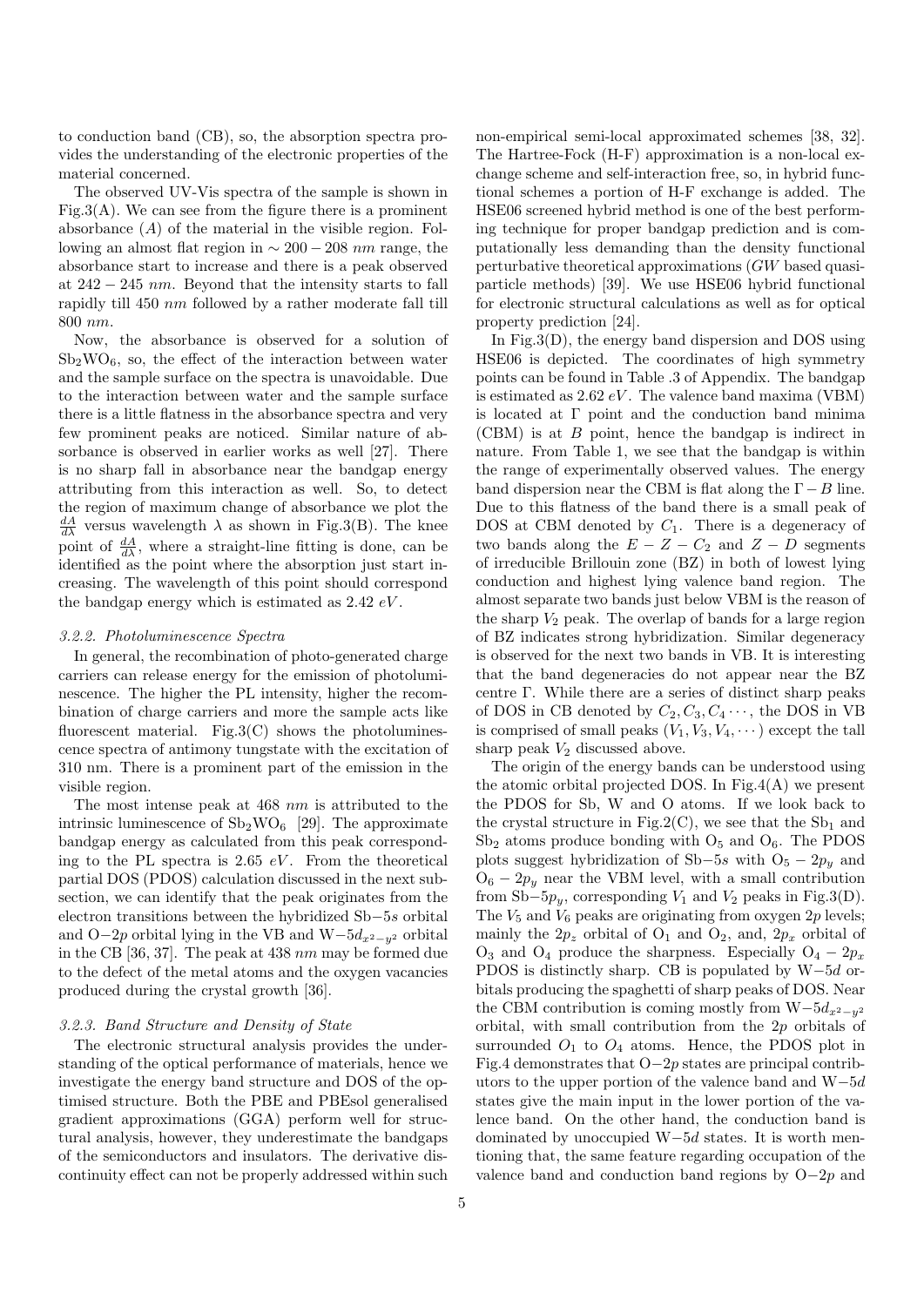to conduction band (CB), so, the absorption spectra provides the understanding of the electronic properties of the material concerned.

The observed UV-Vis spectra of the sample is shown in Fig.3(A). We can see from the figure there is a prominent absorbance ($A$) of the material in the visible region. Following an almost flat region in $\sim 200-208$ $nm$ range, the absorbance start to increase and there is a peak observed at $242-245$ $nm$. Beyond that the intensity starts to fall rapidly till 450 $nm$ followed by a rather moderate fall till 800 $nm$.

Now, the absorbance is observed for a solution of $Sb_2WO_6$, so, the effect of the interaction between water and the sample surface on the spectra is unavoidable. Due to the interaction between water and the sample surface there is a little flatness in the absorbance spectra and very few prominent peaks are noticed. Similar nature of absorbance is observed in earlier works as well [27]. There is no sharp fall in absorbance near the bandgap energy attributing from this interaction as well. So, to detect the region of maximum change of absorbance we plot the $\frac{dA}{d\lambda}$ versus wavelength $\lambda$ as shown in Fig.3(B). The knee point of $\frac{dA}{d\lambda}$, where a straight-line fitting is done, can be identified as the point where the absorption just start increasing. The wavelength of this point should correspond the bandgap energy which is estimated as 2.42 $eV$.

### 3.2.2. Photoluminescence Spectra

In general, the recombination of photo-generated charge carriers can release energy for the emission of photoluminescence. The higher the PL intensity, higher the recombination of charge carriers and more the sample acts like fluorescent material. Fig.3(C) shows the photoluminescence spectra of antimony tungstate with the excitation of 310 nm. There is a prominent part of the emission in the visible region.

The most intense peak at 468 $nm$ is attributed to the intrinsic luminescence of $Sb_2WO_6$ [29]. The approximate bandgap energy as calculated from this peak corresponding to the PL spectra is 2.65 $eV$. From the theoretical partial DOS (PDOS) calculation discussed in the next subsection, we can identify that the peak originates from the electron transitions between the hybridized Sb$-5s$ orbital and O$-2p$ orbital lying in the VB and W$-5d_{x^2-y^2}$ orbital in the CB [36, 37]. The peak at 438 $nm$ may be formed due to the defect of the metal atoms and the oxygen vacancies produced during the crystal growth [36].

### 3.2.3. Band Structure and Density of State

The electronic structural analysis provides the understanding of the optical performance of materials, hence we investigate the energy band structure and DOS of the optimised structure. Both the PBE and PBEsol generalised gradient approximations (GGA) perform well for structural analysis, however, they underestimate the bandgaps of the semiconductors and insulators. The derivative discontinuity effect can not be properly addressed within such non-empirical semi-local approximated schemes [38, 32]. The Hartree-Fock (H-F) approximation is a non-local exchange scheme and self-interaction free, so, in hybrid functional schemes a portion of H-F exchange is added. The HSE06 screened hybrid method is one of the best performing technique for proper bandgap prediction and is computationally less demanding than the density functional perturbative theoretical approximations ($GW$ based quasiparticle methods) [39]. We use HSE06 hybrid functional for electronic structural calculations as well as for optical property prediction [24].

In Fig.3(D), the energy band dispersion and DOS using HSE06 is depicted. The coordinates of high symmetry points can be found in Table .3 of Appendix. The bandgap is estimated as 2.62 $eV$. The valence band maxima (VBM) is located at $\Gamma$ point and the conduction band minima (CBM) is at $B$ point, hence the bandgap is indirect in nature. From Table 1, we see that the bandgap is within the range of experimentally observed values. The energy band dispersion near the CBM is flat along the $\Gamma-B$ line. Due to this flatness of the band there is a small peak of DOS at CBM denoted by $C_1$. There is a degeneracy of two bands along the $E-Z-C_2$ and $Z-D$ segments of irreducible Brillouin zone (BZ) in both of lowest lying conduction and highest lying valence band region. The almost separate two bands just below VBM is the reason of the sharp $V_2$ peak. The overlap of bands for a large region of BZ indicates strong hybridization. Similar degeneracy is observed for the next two bands in VB. It is interesting that the band degeneracies do not appear near the BZ centre $\Gamma$. While there are a series of distinct sharp peaks of DOS in CB denoted by $C_2, C_3, C_4\cdots$, the DOS in VB is comprised of small peaks ($V_1, V_3, V_4, \cdots$) except the tall sharp peak $V_2$ discussed above.

The origin of the energy bands can be understood using the atomic orbital projected DOS. In Fig.4(A) we present the PDOS for Sb, W and O atoms. If we look back to the crystal structure in Fig.2(C), we see that the $Sb_1$ and $Sb_2$ atoms produce bonding with $O_5$ and $O_6$. The PDOS plots suggest hybridization of Sb$-5s$ with $O_5-2p_y$ and $O_6-2p_y$ near the VBM level, with a small contribution from Sb$-5p_y$, corresponding $V_1$ and $V_2$ peaks in Fig.3(D). The $V_5$ and $V_6$ peaks are originating from oxygen $2p$ levels; mainly the $2p_z$ orbital of $O_1$ and $O_2$, and, $2p_x$ orbital of $O_3$ and $O_4$ produce the sharpness. Especially $O_4-2p_x$ PDOS is distinctly sharp. CB is populated by W$-5d$ orbitals producing the spaghetti of sharp peaks of DOS. Near the CBM contribution is coming mostly from W$-5d_{x^2-y^2}$ orbital, with small contribution from the $2p$ orbitals of surrounded $O_1$ to $O_4$ atoms. Hence, the PDOS plot in Fig.4 demonstrates that O$-2p$ states are principal contributors to the upper portion of the valence band and W$-5d$ states give the main input in the lower portion of the valence band. On the other hand, the conduction band is dominated by unoccupied W$-5d$ states. It is worth mentioning that, the same feature regarding occupation of the valence band and conduction band regions by O$-2p$ and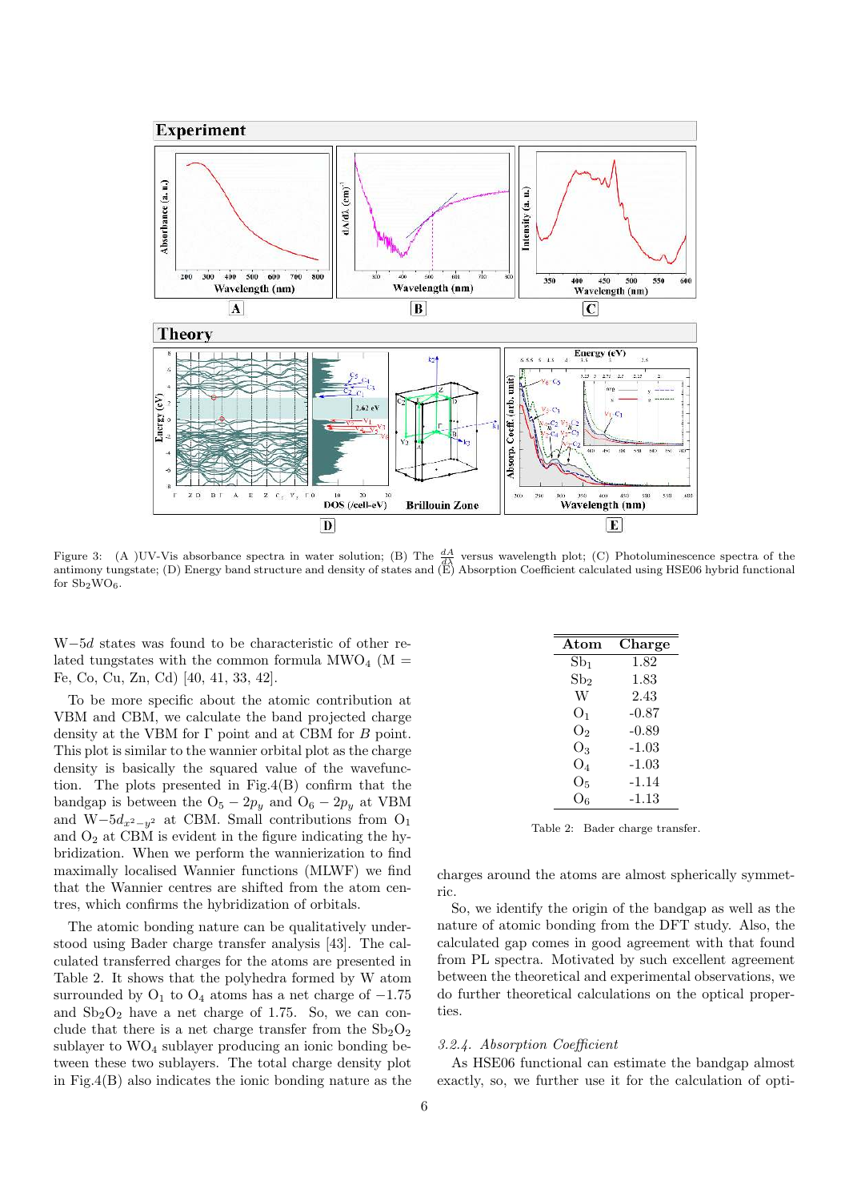Figure 3: (A )UV-Vis absorbance spectra in water solution; (B) The $\frac{dA}{d\lambda}$ versus wavelength plot; (C) Photoluminescence spectra of the antimony tungstate; (D) Energy band structure and density of states and (E) Absorption Coefficient calculated using HSE06 hybrid functional for $Sb_2WO_6$.

W$-5d$ states was found to be characteristic of other related tungstates with the common formula $MWO_4$ (M = Fe, Co, Cu, Zn, Cd) [40, 41, 33, 42].

To be more specific about the atomic contribution at VBM and CBM, we calculate the band projected charge density at the VBM for $\Gamma$ point and at CBM for $B$ point. This plot is similar to the wannier orbital plot as the charge density is basically the squared value of the wavefunction. The plots presented in Fig.4(B) confirm that the bandgap is between the $O_5 - 2p_y$ and $O_6 - 2p_y$ at VBM and W$-5d_{x^2-y^2}$ at CBM. Small contributions from $O_1$ and $O_2$ at CBM is evident in the figure indicating the hybridization. When we perform the wannierization to find maximally localised Wannier functions (MLWF) we find that the Wannier centres are shifted from the atom centres, which confirms the hybridization of orbitals.

The atomic bonding nature can be qualitatively understood using Bader charge transfer analysis [43]. The calculated transferred charges for the atoms are presented in Table 2. It shows that the polyhedra formed by W atom surrounded by $O_1$ to $O_4$ atoms has a net charge of $-1.75$ and $Sb_2O_2$ have a net charge of 1.75. So, we can conclude that there is a net charge transfer from the $Sb_2O_2$ sublayer to $WO_4$ sublayer producing an ionic bonding between these two sublayers. The total charge density plot in Fig.4(B) also indicates the ionic bonding nature as the charges around the atoms are almost spherically symmetric.

| Atom | Charge |
|---|---|
| $Sb_1$ | 1.82 |
| $Sb_2$ | 1.83 |
| W | 2.43 |
| $O_1$ | -0.87 |
| $O_2$ | -0.89 |
| $O_3$ | -1.03 |
| $O_4$ | -1.03 |
| $O_5$ | -1.14 |
| $O_6$ | -1.13 |

Table 2: Bader charge transfer.

So, we identify the origin of the bandgap as well as the nature of atomic bonding from the DFT study. Also, the calculated gap comes in good agreement with that found from PL spectra. Motivated by such excellent agreement between the theoretical and experimental observations, we do further theoretical calculations on the optical properties.

#### *3.2.4. Absorption Coefficient*

As HSE06 functional can estimate the bandgap almost exactly, so, we further use it for the calculation of opti-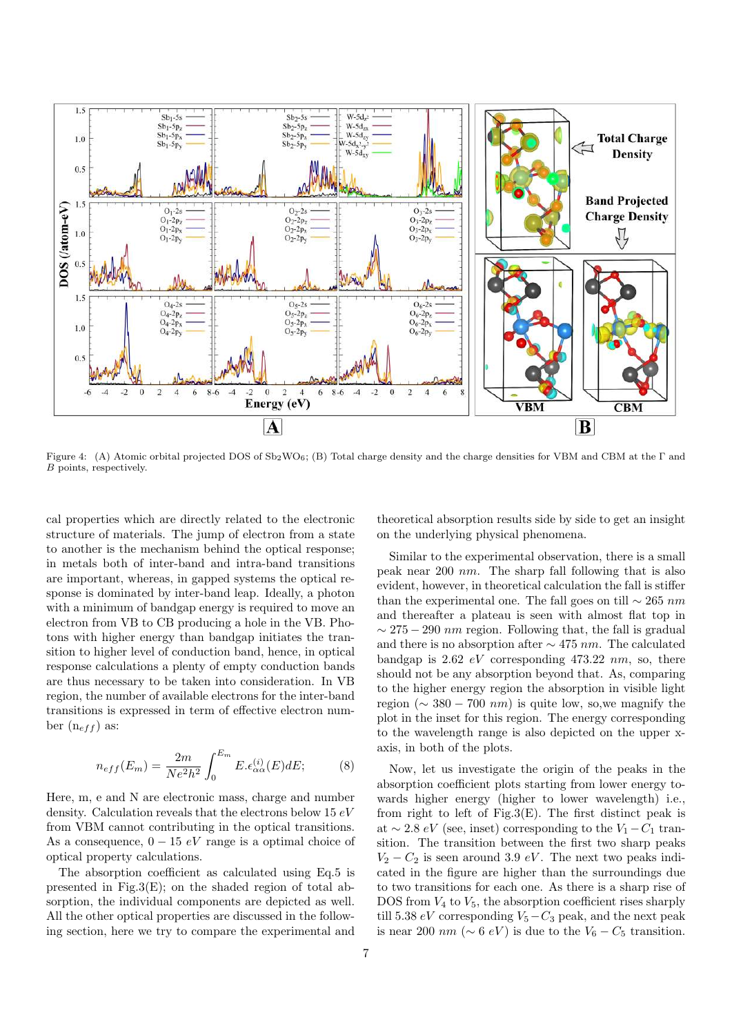Figure 4: (A) Atomic orbital projected DOS of $Sb_2WO_6$; (B) Total charge density and the charge densities for VBM and CBM at the Γ and $B$ points, respectively.

cal properties which are directly related to the electronic structure of materials. The jump of electron from a state to another is the mechanism behind the optical response; in metals both of inter-band and intra-band transitions are important, whereas, in gapped systems the optical response is dominated by inter-band leap. Ideally, a photon with a minimum of bandgap energy is required to move an electron from VB to CB producing a hole in the VB. Photons with higher energy than bandgap initiates the transition to higher level of conduction band, hence, in optical response calculations a plenty of empty conduction bands are thus necessary to be taken into consideration. In VB region, the number of available electrons for the inter-band transitions is expressed in term of effective electron number ($n_{eff}$) as:

$$n_{eff}(E_m) = \frac{2m}{Ne^2h^2}\int_0^{E_m} E.\epsilon_{\alpha\alpha}^{(i)}(E)dE; \tag{8}$$

Here, m, e and N are electronic mass, charge and number density. Calculation reveals that the electrons below 15 $eV$ from VBM cannot contributing in the optical transitions. As a consequence, $0-15$ $eV$ range is a optimal choice of optical property calculations.

The absorption coefficient as calculated using Eq.5 is presented in Fig.3(E); on the shaded region of total absorption, the individual components are depicted as well. All the other optical properties are discussed in the following section, here we try to compare the experimental and theoretical absorption results side by side to get an insight on the underlying physical phenomena.

Similar to the experimental observation, there is a small peak near 200 $nm$. The sharp fall following that is also evident, however, in theoretical calculation the fall is stiffer than the experimental one. The fall goes on till $\sim 265$ $nm$ and thereafter a plateau is seen with almost flat top in $\sim 275-290$ $nm$ region. Following that, the fall is gradual and there is no absorption after $\sim 475$ $nm$. The calculated bandgap is 2.62 $eV$ corresponding 473.22 $nm$, so, there should not be any absorption beyond that. As, comparing to the higher energy region the absorption in visible light region ($\sim 380-700$ $nm$) is quite low, so,we magnify the plot in the inset for this region. The energy corresponding to the wavelength range is also depicted on the upper x-axis, in both of the plots.

Now, let us investigate the origin of the peaks in the absorption coefficient plots starting from lower energy towards higher energy (higher to lower wavelength) i.e., from right to left of Fig.3(E). The first distinct peak is at $\sim 2.8$ $eV$ (see, inset) corresponding to the $V_1-C_1$ transition. The transition between the first two sharp peaks $V_2-C_2$ is seen around 3.9 $eV$. The next two peaks indicated in the figure are higher than the surroundings due to two transitions for each one. As there is a sharp rise of DOS from $V_4$ to $V_5$, the absorption coefficient rises sharply till 5.38 $eV$ corresponding $V_5-C_3$ peak, and the next peak is near 200 $nm$ ($\sim 6$ $eV$) is due to the $V_6-C_5$ transition.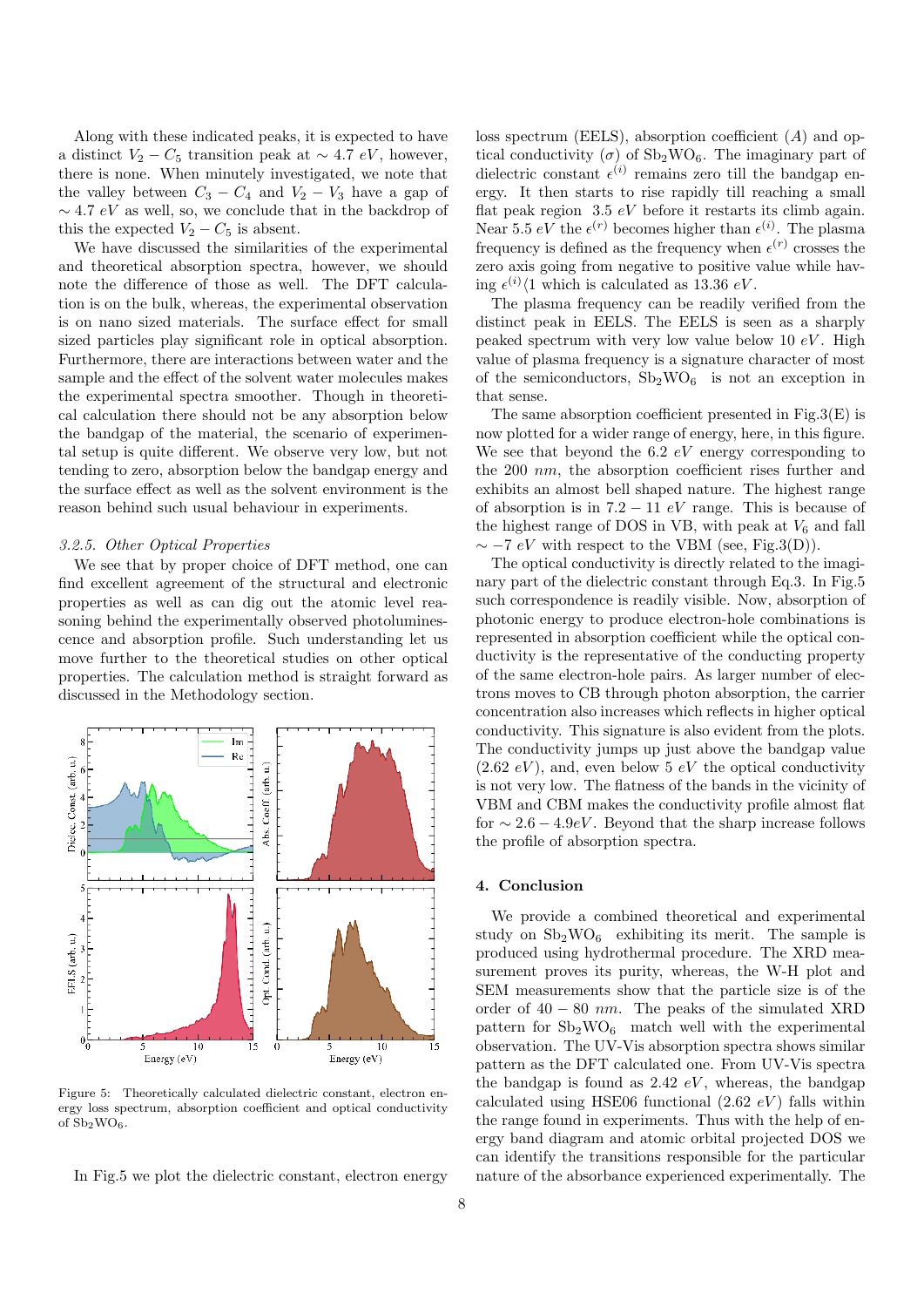Along with these indicated peaks, it is expected to have a distinct $V_2 - C_5$ transition peak at $\sim 4.7$ $eV$, however, there is none. When minutely investigated, we note that the valley between $C_3 - C_4$ and $V_2 - V_3$ have a gap of $\sim 4.7$ $eV$ as well, so, we conclude that in the backdrop of this the expected $V_2 - C_5$ is absent.

We have discussed the similarities of the experimental and theoretical absorption spectra, however, we should note the difference of those as well. The DFT calculation is on the bulk, whereas, the experimental observation is on nano sized materials. The surface effect for small sized particles play significant role in optical absorption. Furthermore, there are interactions between water and the sample and the effect of the solvent water molecules makes the experimental spectra smoother. Though in theoretical calculation there should not be any absorption below the bandgap energy of the material, the scenario of experimental setup is quite different. We observe very low, but not tending to zero, absorption below the bandgap energy and the surface effect as well as the solvent environment is the reason behind such usual behaviour in experiments.

### 3.2.5. Other Optical Properties

We see that by proper choice of DFT method, one can find excellent agreement of the structural and electronic properties as well as can dig out the atomic level reasoning behind the experimentally observed photoluminescence and absorption profile. Such understanding let us move further to the theoretical studies on other optical properties. The calculation method is straight forward as discussed in the Methodology section.

Figure 5: Theoretically calculated dielectric constant, electron energy loss spectrum, absorption coefficient and optical conductivity of $Sb_2WO_6$.

In Fig.5 we plot the dielectric constant, electron energy loss spectrum (EELS), absorption coefficient ($A$) and optical conductivity ($\sigma$) of $Sb_2WO_6$. The imaginary part of dielectric constant $\epsilon^{(i)}$ remains zero till the bandgap energy. It then starts to rise rapidly till reaching a small flat peak region 3.5 $eV$ before it restarts its climb again. Near 5.5 $eV$ the $\epsilon^{(r)}$ becomes higher than $\epsilon^{(i)}$. The plasma frequency is defined as the frequency when $\epsilon^{(r)}$ crosses the zero axis going from negative to positive value while having $\epsilon^{(i)} \langle 1$ which is calculated as 13.36 $eV$.

The plasma frequency can be readily verified from the distinct peak in EELS. The EELS is seen as a sharply peaked spectrum with very low value below 10 $eV$. High value of plasma frequency is a signature character of most of the semiconductors, $Sb_2WO_6$ is not an exception in that sense.

The same absorption coefficient presented in Fig.3(E) is now plotted for a wider range of energy, here, in this figure. We see that beyond the 6.2 $eV$ energy corresponding to the 200 $nm$, the absorption coefficient rises further and exhibits an almost bell shaped nature. The highest range of absorption is in $7.2 - 11$ $eV$ range. This is because of the highest range of DOS in VB, with peak at $V_6$ and fall $\sim -7$ $eV$ with respect to the VBM (see, Fig.3(D)).

The optical conductivity is directly related to the imaginary part of the dielectric constant through Eq.3. In Fig.5 such correspondence is readily visible. Now, absorption of photonic energy to produce electron-hole combinations is represented in absorption coefficient while the optical conductivity is the representative of the conducting property of the same electron-hole pairs. As larger number of electrons moves to CB through photon absorption, the carrier concentration also increases which reflects in higher optical conductivity. This signature is also evident from the plots. The conductivity jumps up just above the bandgap value (2.62 $eV$), and, even below 5 $eV$ the optical conductivity is not very low. The flatness of the bands in the vicinity of VBM and CBM makes the conductivity profile almost flat for $\sim 2.6 - 4.9 eV$. Beyond that the sharp increase follows the profile of absorption spectra.

## 4. Conclusion

We provide a combined theoretical and experimental study on $Sb_2WO_6$ exhibiting its merit. The sample is produced using hydrothermal procedure. The XRD measurement proves its purity, whereas, the W-H plot and SEM measurements show that the particle size is of the order of $40 - 80$ $nm$. The peaks of the simulated XRD pattern for $Sb_2WO_6$ match well with the experimental observation. The UV-Vis absorption spectra shows similar pattern as the DFT calculated one. From UV-Vis spectra the bandgap is found as 2.42 $eV$, whereas, the bandgap calculated using HSE06 functional (2.62 $eV$) falls within the range found in experiments. Thus with the help of energy band diagram and atomic orbital projected DOS we can identify the transitions responsible for the particular nature of the absorbance experienced experimentally. The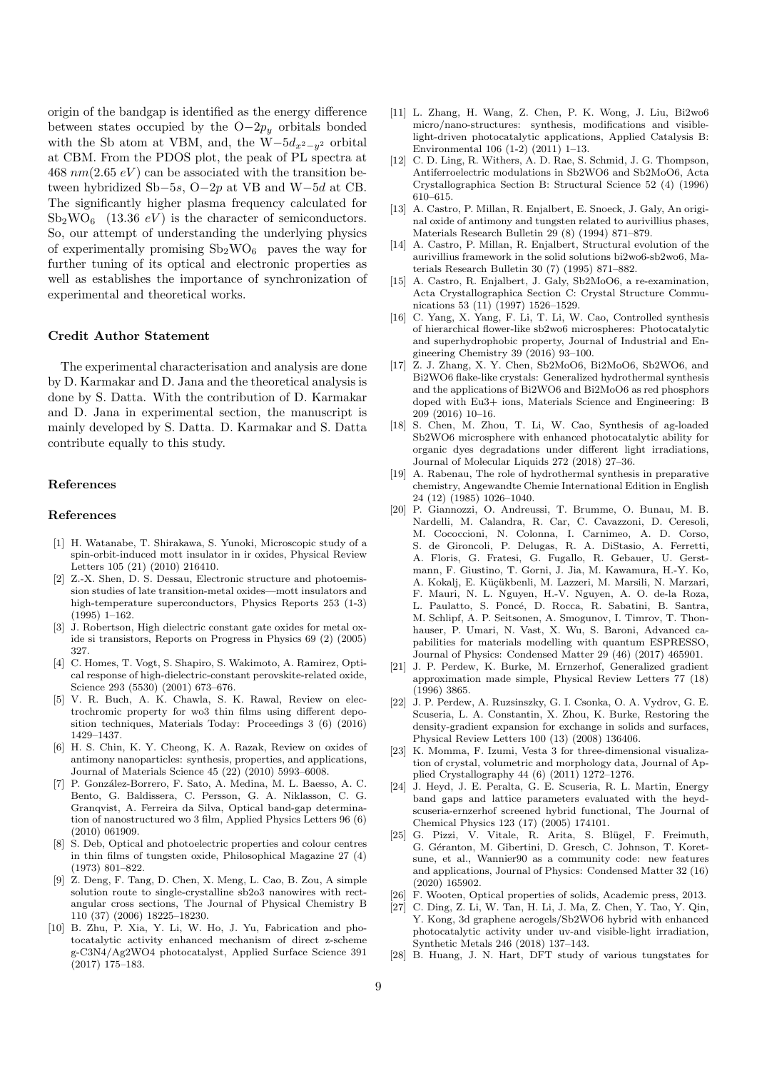origin of the bandgap is identified as the energy difference between states occupied by the O$-2p_y$ orbitals bonded with the Sb atom at VBM, and, the W$-5d_{x^2-y^2}$ orbital at CBM. From the PDOS plot, the peak of PL spectra at 468 $nm$(2.65 $eV$) can be associated with the transition between hybridized Sb$-5s$, O$-2p$ at VB and W$-5d$ at CB. The significantly higher plasma frequency calculated for $Sb_2WO_6$ (13.36 $eV$) is the character of semiconductors. So, our attempt of understanding the underlying physics of experimentally promising $Sb_2WO_6$ paves the way for further tuning of its optical and electronic properties as well as establishes the importance of synchronization of experimental and theoretical works.

### Credit Author Statement

The experimental characterisation and analysis are done by D. Karmakar and D. Jana and the theoretical analysis is done by S. Datta. With the contribution of D. Karmakar and D. Jana in experimental section, the manuscript is mainly developed by S. Datta. D. Karmakar and S. Datta contribute equally to this study.

### References

### References

[1] H. Watanabe, T. Shirakawa, S. Yunoki, Microscopic study of a spin-orbit-induced mott insulator in ir oxides, Physical Review Letters 105 (21) (2010) 216410.

[2] Z.-X. Shen, D. S. Dessau, Electronic structure and photoemission studies of late transition-metal oxides—mott insulators and high-temperature superconductors, Physics Reports 253 (1-3) (1995) 1–162.

[3] J. Robertson, High dielectric constant gate oxides for metal oxide si transistors, Reports on Progress in Physics 69 (2) (2005) 327.

[4] C. Homes, T. Vogt, S. Shapiro, S. Wakimoto, A. Ramirez, Optical response of high-dielectric-constant perovskite-related oxide, Science 293 (5530) (2001) 673–676.

[5] V. R. Buch, A. K. Chawla, S. K. Rawal, Review on electrochromic property for wo3 thin films using different deposition techniques, Materials Today: Proceedings 3 (6) (2016) 1429–1437.

[6] H. S. Chin, K. Y. Cheong, K. A. Razak, Review on oxides of antimony nanoparticles: synthesis, properties, and applications, Journal of Materials Science 45 (22) (2010) 5993–6008.

[7] P. González-Borrero, F. Sato, A. Medina, M. L. Baesso, A. C. Bento, G. Baldissera, C. Persson, G. A. Niklasson, C. G. Granqvist, A. Ferreira da Silva, Optical band-gap determination of nanostructured wo 3 film, Applied Physics Letters 96 (6) (2010) 061909.

[8] S. Deb, Optical and photoelectric properties and colour centres in thin films of tungsten oxide, Philosophical Magazine 27 (4) (1973) 801–822.

[9] Z. Deng, F. Tang, D. Chen, X. Meng, L. Cao, B. Zou, A simple solution route to single-crystalline sb2o3 nanowires with rectangular cross sections, The Journal of Physical Chemistry B 110 (37) (2006) 18225–18230.

[10] B. Zhu, P. Xia, Y. Li, W. Ho, J. Yu, Fabrication and photocatalytic activity enhanced mechanism of direct z-scheme g-C3N4/Ag2WO4 photocatalyst, Applied Surface Science 391 (2017) 175–183.

[11] L. Zhang, H. Wang, Z. Chen, P. K. Wong, J. Liu, Bi2wo6 micro/nano-structures: synthesis, modifications and visible-light-driven photocatalytic applications, Applied Catalysis B: Environmental 106 (1-2) (2011) 1–13.

[12] C. D. Ling, R. Withers, A. D. Rae, S. Schmid, J. G. Thompson, Antiferroelectric modulations in Sb2WO6 and Sb2MoO6, Acta Crystallographica Section B: Structural Science 52 (4) (1996) 610–615.

[13] A. Castro, P. Millan, R. Enjalbert, E. Snoeck, J. Galy, An original oxide of antimony and tungsten related to aurivillius phases, Materials Research Bulletin 29 (8) (1994) 871–879.

[14] A. Castro, P. Millan, R. Enjalbert, Structural evolution of the aurivillius framework in the solid solutions bi2wo6-sb2wo6, Materials Research Bulletin 30 (7) (1995) 871–882.

[15] A. Castro, R. Enjalbert, J. Galy, Sb2MoO6, a re-examination, Acta Crystallographica Section C: Crystal Structure Communications 53 (11) (1997) 1526–1529.

[16] C. Yang, X. Yang, F. Li, T. Li, W. Cao, Controlled synthesis of hierarchical flower-like sb2wo6 microspheres: Photocatalytic and superhydrophobic property, Journal of Industrial and Engineering Chemistry 39 (2016) 93–100.

[17] Z. J. Zhang, X. Y. Chen, Sb2MoO6, Bi2MoO6, Sb2WO6, and Bi2WO6 flake-like crystals: Generalized hydrothermal synthesis and the applications of Bi2WO6 and Bi2MoO6 as red phosphors doped with Eu3+ ions, Materials Science and Engineering: B 209 (2016) 10–16.

[18] S. Chen, M. Zhou, T. Li, W. Cao, Synthesis of ag-loaded Sb2WO6 microsphere with enhanced photocatalytic ability for organic dyes degradations under different light irradiations, Journal of Molecular Liquids 272 (2018) 27–36.

[19] A. Rabenau, The role of hydrothermal synthesis in preparative chemistry, Angewandte Chemie International Edition in English 24 (12) (1985) 1026–1040.

[20] P. Giannozzi, O. Andreussi, T. Brumme, O. Bunau, M. B. Nardelli, M. Calandra, R. Car, C. Cavazzoni, D. Ceresoli, M. Cococcioni, N. Colonna, I. Carnimeo, A. D. Corso, S. de Gironcoli, P. Delugas, R. A. DiStasio, A. Ferretti, A. Floris, G. Fratesi, G. Fugallo, R. Gebauer, U. Gerstmann, F. Giustino, T. Gorni, J. Jia, M. Kawamura, H.-Y. Ko, A. Kokalj, E. Küçükbenli, M. Lazzeri, M. Marsili, N. Marzari, F. Mauri, N. L. Nguyen, H.-V. Nguyen, A. O. de-la Roza, L. Paulatto, S. Poncé, D. Rocca, R. Sabatini, B. Santra, M. Schlipf, A. P. Seitsonen, A. Smogunov, I. Timrov, T. Thonhauser, P. Umari, N. Vast, X. Wu, S. Baroni, Advanced capabilities for materials modelling with quantum ESPRESSO, Journal of Physics: Condensed Matter 29 (46) (2017) 465901.

[21] J. P. Perdew, K. Burke, M. Ernzerhof, Generalized gradient approximation made simple, Physical Review Letters 77 (18) (1996) 3865.

[22] J. P. Perdew, A. Ruzsinszky, G. I. Csonka, O. A. Vydrov, G. E. Scuseria, L. A. Constantin, X. Zhou, K. Burke, Restoring the density-gradient expansion for exchange in solids and surfaces, Physical Review Letters 100 (13) (2008) 136406.

[23] K. Momma, F. Izumi, Vesta 3 for three-dimensional visualization of crystal, volumetric and morphology data, Journal of Applied Crystallography 44 (6) (2011) 1272–1276.

[24] J. Heyd, J. E. Peralta, G. E. Scuseria, R. L. Martin, Energy band gaps and lattice parameters evaluated with the heyd-scuseria-ernzerhof screened hybrid functional, The Journal of Chemical Physics 123 (17) (2005) 174101.

[25] G. Pizzi, V. Vitale, R. Arita, S. Blügel, F. Freimuth, G. Géranton, M. Gibertini, D. Gresch, C. Johnson, T. Koretsune, et al., Wannier90 as a community code: new features and applications, Journal of Physics: Condensed Matter 32 (16) (2020) 165902.

[26] F. Wooten, Optical properties of solids, Academic press, 2013.

[27] C. Ding, Z. Li, W. Tan, H. Li, J. Ma, Z. Chen, Y. Tao, Y. Qin, Y. Kong, 3d graphene aerogels/Sb2WO6 hybrid with enhanced photocatalytic activity under uv-and visible-light irradiation, Synthetic Metals 246 (2018) 137–143.

[28] B. Huang, J. N. Hart, DFT study of various tungstates for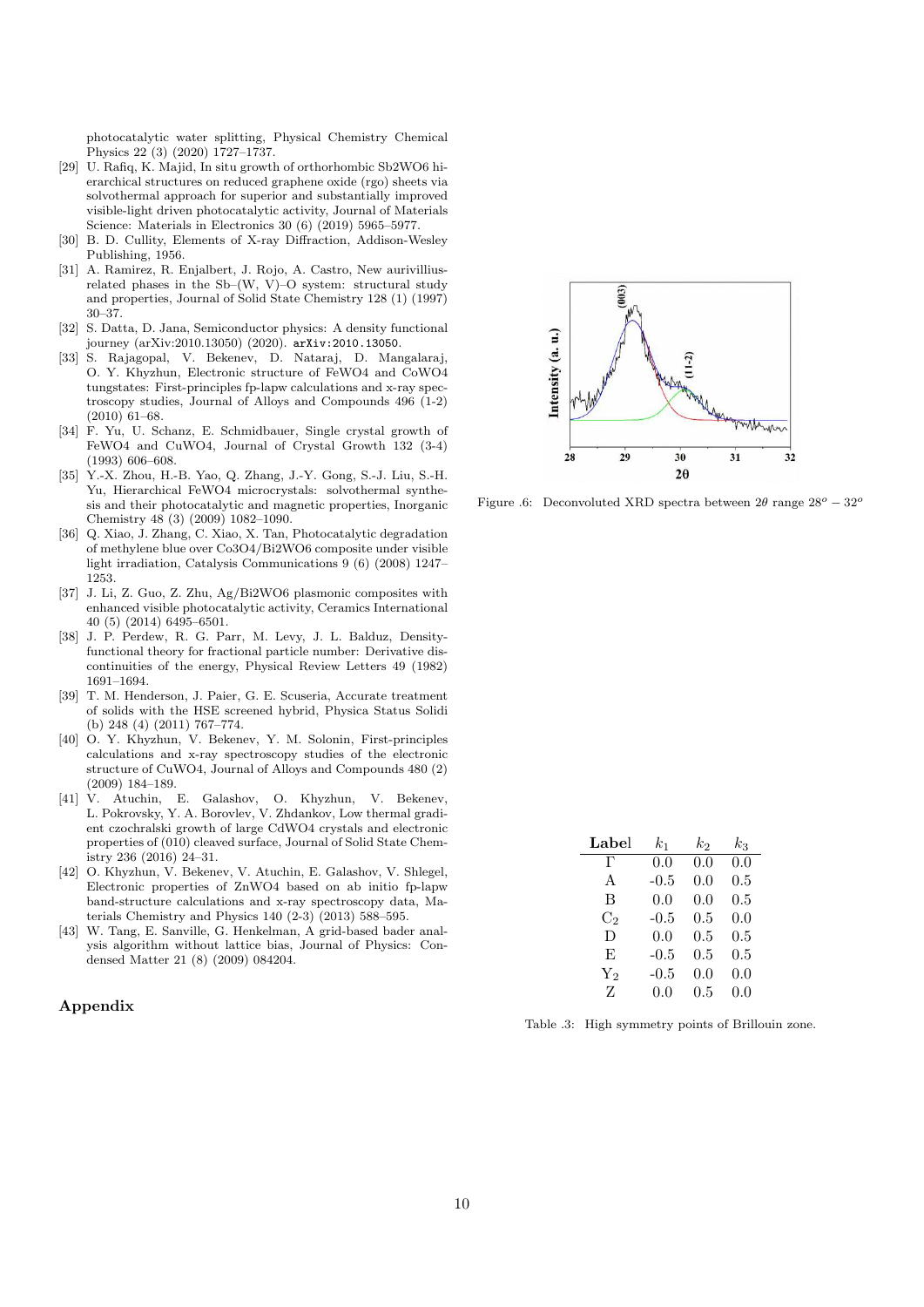photocatalytic water splitting, Physical Chemistry Chemical Physics 22 (3) (2020) 1727–1737.

[29] U. Rafiq, K. Majid, In situ growth of orthorhombic Sb2WO6 hierarchical structures on reduced graphene oxide (rgo) sheets via solvothermal approach for superior and substantially improved visible-light driven photocatalytic activity, Journal of Materials Science: Materials in Electronics 30 (6) (2019) 5965–5977.

[30] B. D. Cullity, Elements of X-ray Diffraction, Addison-Wesley Publishing, 1956.

[31] A. Ramirez, R. Enjalbert, J. Rojo, A. Castro, New aurivillius-related phases in the Sb–(W, V)–O system: structural study and properties, Journal of Solid State Chemistry 128 (1) (1997) 30–37.

[32] S. Datta, D. Jana, Semiconductor physics: A density functional journey (arXiv:2010.13050) (2020). arXiv:2010.13050.

[33] S. Rajagopal, V. Bekenev, D. Nataraj, D. Mangalaraj, O. Y. Khyzhun, Electronic structure of FeWO4 and CoWO4 tungstates: First-principles fp-lapw calculations and x-ray spectroscopy studies, Journal of Alloys and Compounds 496 (1-2) (2010) 61–68.

[34] F. Yu, U. Schanz, E. Schmidbauer, Single crystal growth of FeWO4 and CuWO4, Journal of Crystal Growth 132 (3-4) (1993) 606–608.

[35] Y.-X. Zhou, H.-B. Yao, Q. Zhang, J.-Y. Gong, S.-J. Liu, S.-H. Yu, Hierarchical FeWO4 microcrystals: solvothermal synthesis and their photocatalytic and magnetic properties, Inorganic Chemistry 48 (3) (2009) 1082–1090.

[36] Q. Xiao, J. Zhang, C. Xiao, X. Tan, Photocatalytic degradation of methylene blue over Co3O4/Bi2WO6 composite under visible light irradiation, Catalysis Communications 9 (6) (2008) 1247–1253.

[37] J. Li, Z. Guo, Z. Zhu, Ag/Bi2WO6 plasmonic composites with enhanced visible photocatalytic activity, Ceramics International 40 (5) (2014) 6495–6501.

[38] J. P. Perdew, R. G. Parr, M. Levy, J. L. Balduz, Density-functional theory for fractional particle number: Derivative discontinuities of the energy, Physical Review Letters 49 (1982) 1691–1694.

[39] T. M. Henderson, J. Paier, G. E. Scuseria, Accurate treatment of solids with the HSE screened hybrid, Physica Status Solidi (b) 248 (4) (2011) 767–774.

[40] O. Y. Khyzhun, V. Bekenev, Y. M. Solonin, First-principles calculations and x-ray spectroscopy studies of the electronic structure of CuWO4, Journal of Alloys and Compounds 480 (2) (2009) 184–189.

[41] V. Atuchin, E. Galashov, O. Khyzhun, V. Bekenev, L. Pokrovsky, Y. A. Borovlev, V. Zhdankov, Low thermal gradient czochralski growth of large CdWO4 crystals and electronic properties of (010) cleaved surface, Journal of Solid State Chemistry 236 (2016) 24–31.

[42] O. Khyzhun, V. Bekenev, V. Atuchin, E. Galashov, V. Shlegel, Electronic properties of ZnWO4 based on ab initio fp-lapw band-structure calculations and x-ray spectroscopy data, Materials Chemistry and Physics 140 (2-3) (2013) 588–595.

[43] W. Tang, E. Sanville, G. Henkelman, A grid-based bader analysis algorithm without lattice bias, Journal of Physics: Condensed Matter 21 (8) (2009) 084204.

## Appendix

(003)

(11-2)

Intensity (a. u.)

28 29 30 31 32

2θ

Figure .6: Deconvoluted XRD spectra between $2\theta$ range $28^o - 32^o$

| Label | $k_1$ | $k_2$ | $k_3$ |
|---|---|---|---|
| Γ | 0.0 | 0.0 | 0.0 |
| A | -0.5 | 0.0 | 0.5 |
| B | 0.0 | 0.0 | 0.5 |
| $C_2$ | -0.5 | 0.5 | 0.0 |
| D | 0.0 | 0.5 | 0.5 |
| E | -0.5 | 0.5 | 0.5 |
| $Y_2$ | -0.5 | 0.0 | 0.0 |
| Z | 0.0 | 0.5 | 0.0 |

Table .3: High symmetry points of Brillouin zone.